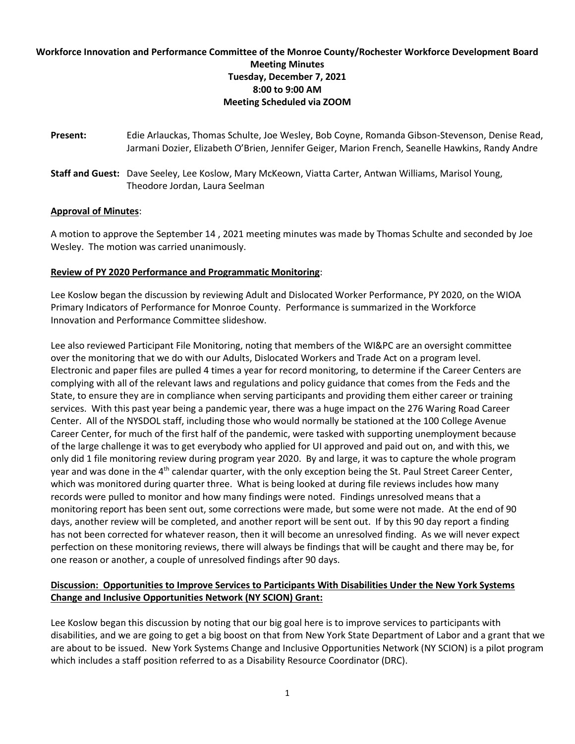**Workforce Innovation and Performance Committee of the Monroe County/Rochester Workforce Development Board**
**Meeting Minutes**
**Tuesday, December 7, 2021**
**8:00 to 9:00 AM**
**Meeting Scheduled via ZOOM**

**Present:** Edie Arlauckas, Thomas Schulte, Joe Wesley, Bob Coyne, Romanda Gibson-Stevenson, Denise Read, Jarmani Dozier, Elizabeth O'Brien, Jennifer Geiger, Marion French, Seanelle Hawkins, Randy Andre

**Staff and Guest:** Dave Seeley, Lee Koslow, Mary McKeown, Viatta Carter, Antwan Williams, Marisol Young, Theodore Jordan, Laura Seelman

**Approval of Minutes**:

A motion to approve the September 14 , 2021 meeting minutes was made by Thomas Schulte and seconded by Joe Wesley. The motion was carried unanimously.

**Review of PY 2020 Performance and Programmatic Monitoring**:

Lee Koslow began the discussion by reviewing Adult and Dislocated Worker Performance, PY 2020, on the WIOA Primary Indicators of Performance for Monroe County. Performance is summarized in the Workforce Innovation and Performance Committee slideshow.

Lee also reviewed Participant File Monitoring, noting that members of the WI&PC are an oversight committee over the monitoring that we do with our Adults, Dislocated Workers and Trade Act on a program level. Electronic and paper files are pulled 4 times a year for record monitoring, to determine if the Career Centers are complying with all of the relevant laws and regulations and policy guidance that comes from the Feds and the State, to ensure they are in compliance when serving participants and providing them either career or training services. With this past year being a pandemic year, there was a huge impact on the 276 Waring Road Career Center. All of the NYSDOL staff, including those who would normally be stationed at the 100 College Avenue Career Center, for much of the first half of the pandemic, were tasked with supporting unemployment because of the large challenge it was to get everybody who applied for UI approved and paid out on, and with this, we only did 1 file monitoring review during program year 2020. By and large, it was to capture the whole program year and was done in the 4th calendar quarter, with the only exception being the St. Paul Street Career Center, which was monitored during quarter three. What is being looked at during file reviews includes how many records were pulled to monitor and how many findings were noted. Findings unresolved means that a monitoring report has been sent out, some corrections were made, but some were not made. At the end of 90 days, another review will be completed, and another report will be sent out. If by this 90 day report a finding has not been corrected for whatever reason, then it will become an unresolved finding. As we will never expect perfection on these monitoring reviews, there will always be findings that will be caught and there may be, for one reason or another, a couple of unresolved findings after 90 days.

**Discussion: Opportunities to Improve Services to Participants With Disabilities Under the New York Systems Change and Inclusive Opportunities Network (NY SCION) Grant:**

Lee Koslow began this discussion by noting that our big goal here is to improve services to participants with disabilities, and we are going to get a big boost on that from New York State Department of Labor and a grant that we are about to be issued. New York Systems Change and Inclusive Opportunities Network (NY SCION) is a pilot program which includes a staff position referred to as a Disability Resource Coordinator (DRC).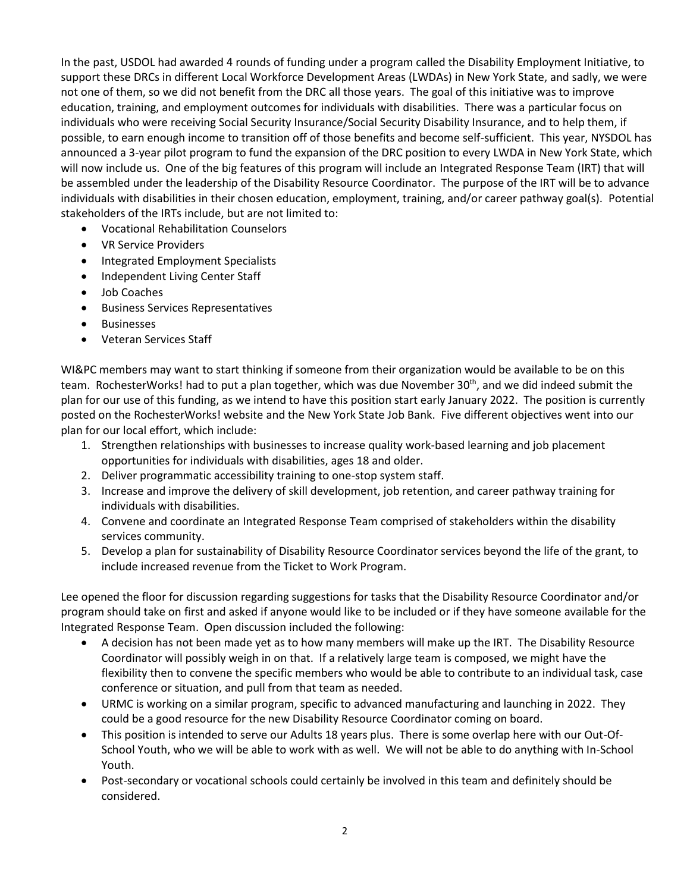In the past, USDOL had awarded 4 rounds of funding under a program called the Disability Employment Initiative, to support these DRCs in different Local Workforce Development Areas (LWDAs) in New York State, and sadly, we were not one of them, so we did not benefit from the DRC all those years. The goal of this initiative was to improve education, training, and employment outcomes for individuals with disabilities. There was a particular focus on individuals who were receiving Social Security Insurance/Social Security Disability Insurance, and to help them, if possible, to earn enough income to transition off of those benefits and become self-sufficient. This year, NYSDOL has announced a 3-year pilot program to fund the expansion of the DRC position to every LWDA in New York State, which will now include us. One of the big features of this program will include an Integrated Response Team (IRT) that will be assembled under the leadership of the Disability Resource Coordinator. The purpose of the IRT will be to advance individuals with disabilities in their chosen education, employment, training, and/or career pathway goal(s). Potential stakeholders of the IRTs include, but are not limited to:

- Vocational Rehabilitation Counselors
- VR Service Providers
- Integrated Employment Specialists
- Independent Living Center Staff
- Job Coaches
- Business Services Representatives
- Businesses
- Veteran Services Staff

WI&PC members may want to start thinking if someone from their organization would be available to be on this team. RochesterWorks! had to put a plan together, which was due November 30th, and we did indeed submit the plan for our use of this funding, as we intend to have this position start early January 2022. The position is currently posted on the RochesterWorks! website and the New York State Job Bank. Five different objectives went into our plan for our local effort, which include:

1. Strengthen relationships with businesses to increase quality work-based learning and job placement opportunities for individuals with disabilities, ages 18 and older.
2. Deliver programmatic accessibility training to one-stop system staff.
3. Increase and improve the delivery of skill development, job retention, and career pathway training for individuals with disabilities.
4. Convene and coordinate an Integrated Response Team comprised of stakeholders within the disability services community.
5. Develop a plan for sustainability of Disability Resource Coordinator services beyond the life of the grant, to include increased revenue from the Ticket to Work Program.

Lee opened the floor for discussion regarding suggestions for tasks that the Disability Resource Coordinator and/or program should take on first and asked if anyone would like to be included or if they have someone available for the Integrated Response Team. Open discussion included the following:

- A decision has not been made yet as to how many members will make up the IRT. The Disability Resource Coordinator will possibly weigh in on that. If a relatively large team is composed, we might have the flexibility then to convene the specific members who would be able to contribute to an individual task, case conference or situation, and pull from that team as needed.
- URMC is working on a similar program, specific to advanced manufacturing and launching in 2022. They could be a good resource for the new Disability Resource Coordinator coming on board.
- This position is intended to serve our Adults 18 years plus. There is some overlap here with our Out-Of-School Youth, who we will be able to work with as well. We will not be able to do anything with In-School Youth.
- Post-secondary or vocational schools could certainly be involved in this team and definitely should be considered.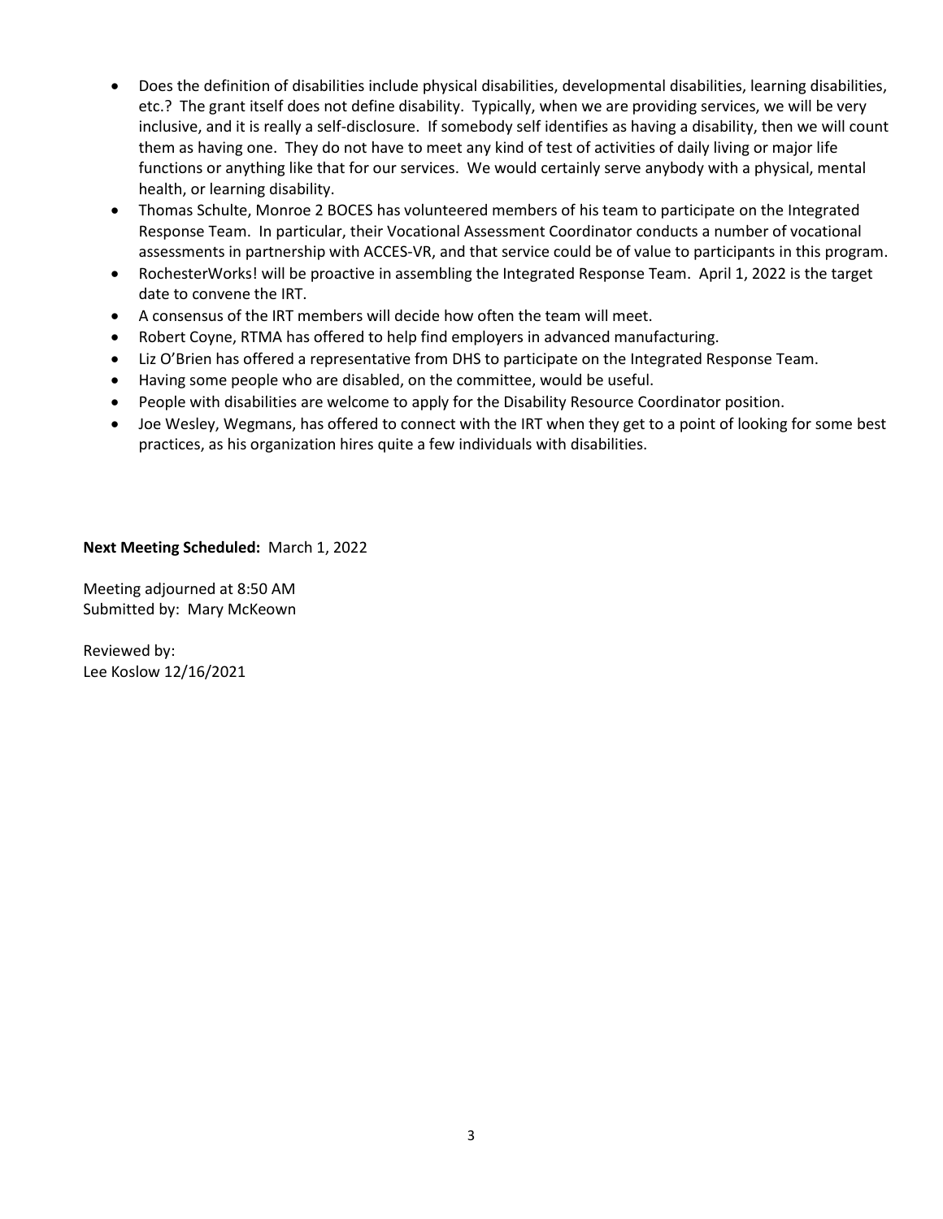- Does the definition of disabilities include physical disabilities, developmental disabilities, learning disabilities, etc.? The grant itself does not define disability. Typically, when we are providing services, we will be very inclusive, and it is really a self-disclosure. If somebody self identifies as having a disability, then we will count them as having one. They do not have to meet any kind of test of activities of daily living or major life functions or anything like that for our services. We would certainly serve anybody with a physical, mental health, or learning disability.
- Thomas Schulte, Monroe 2 BOCES has volunteered members of his team to participate on the Integrated Response Team. In particular, their Vocational Assessment Coordinator conducts a number of vocational assessments in partnership with ACCES-VR, and that service could be of value to participants in this program.
- RochesterWorks! will be proactive in assembling the Integrated Response Team. April 1, 2022 is the target date to convene the IRT.
- A consensus of the IRT members will decide how often the team will meet.
- Robert Coyne, RTMA has offered to help find employers in advanced manufacturing.
- Liz O'Brien has offered a representative from DHS to participate on the Integrated Response Team.
- Having some people who are disabled, on the committee, would be useful.
- People with disabilities are welcome to apply for the Disability Resource Coordinator position.
- Joe Wesley, Wegmans, has offered to connect with the IRT when they get to a point of looking for some best practices, as his organization hires quite a few individuals with disabilities.

**Next Meeting Scheduled:** March 1, 2022

Meeting adjourned at 8:50 AM
Submitted by: Mary McKeown

Reviewed by:
Lee Koslow 12/16/2021